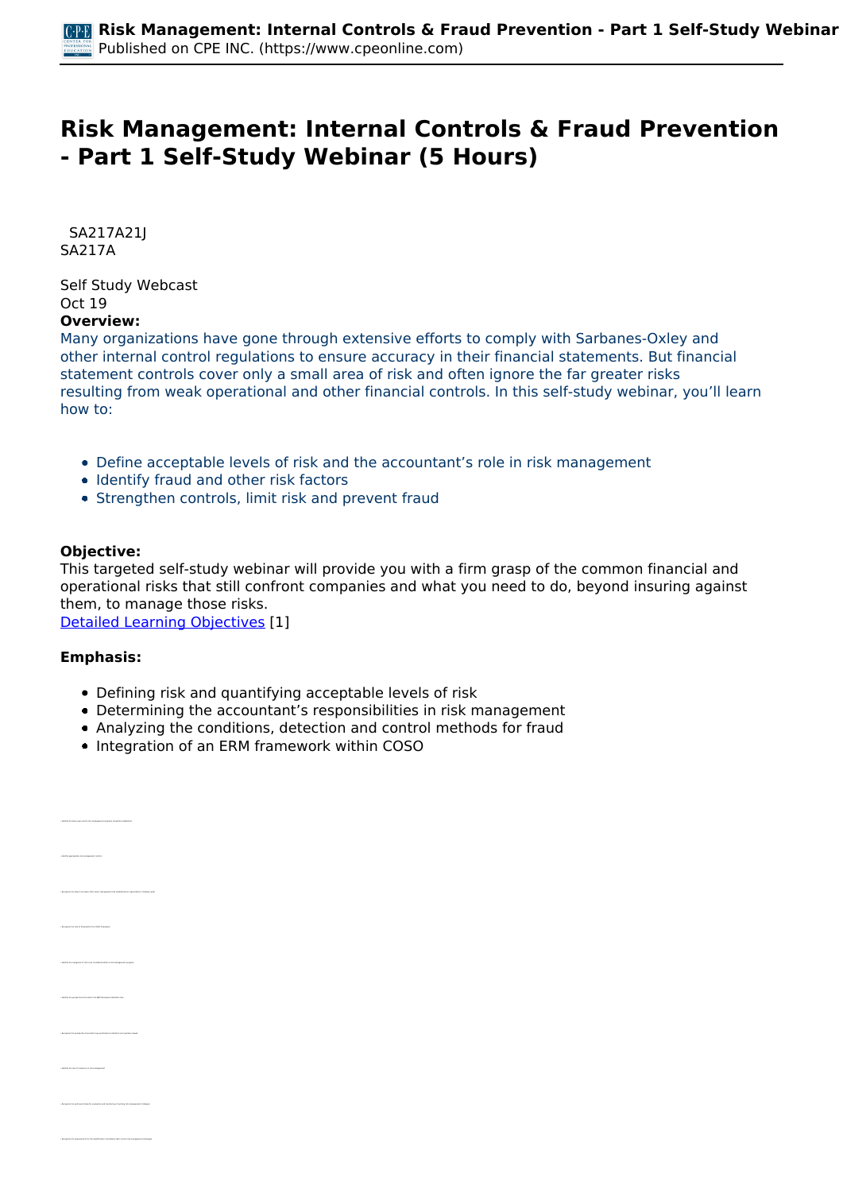# Risk Management: Internal Controls & Fraud Prevention - Part 1 Self-Study Webinar (5 Hours)

SA217A21J
SA217A

Self Study Webcast
Oct 19

**Overview:**

Many organizations have gone through extensive efforts to comply with Sarbanes-Oxley and other internal control regulations to ensure accuracy in their financial statements. But financial statement controls cover only a small area of risk and often ignore the far greater risks resulting from weak operational and other financial controls. In this self-study webinar, you'll learn how to:

- Define acceptable levels of risk and the accountant's role in risk management
- Identify fraud and other risk factors
- Strengthen controls, limit risk and prevent fraud

**Objective:**

This targeted self-study webinar will provide you with a firm grasp of the common financial and operational risks that still confront companies and what you need to do, beyond insuring against them, to manage those risks.

Detailed Learning Objectives [1]

**Emphasis:**

- Defining risk and quantifying acceptable levels of risk
- Determining the accountant's responsibilities in risk management
- Analyzing the conditions, detection and control methods for fraud
- Integration of an ERM framework within COSO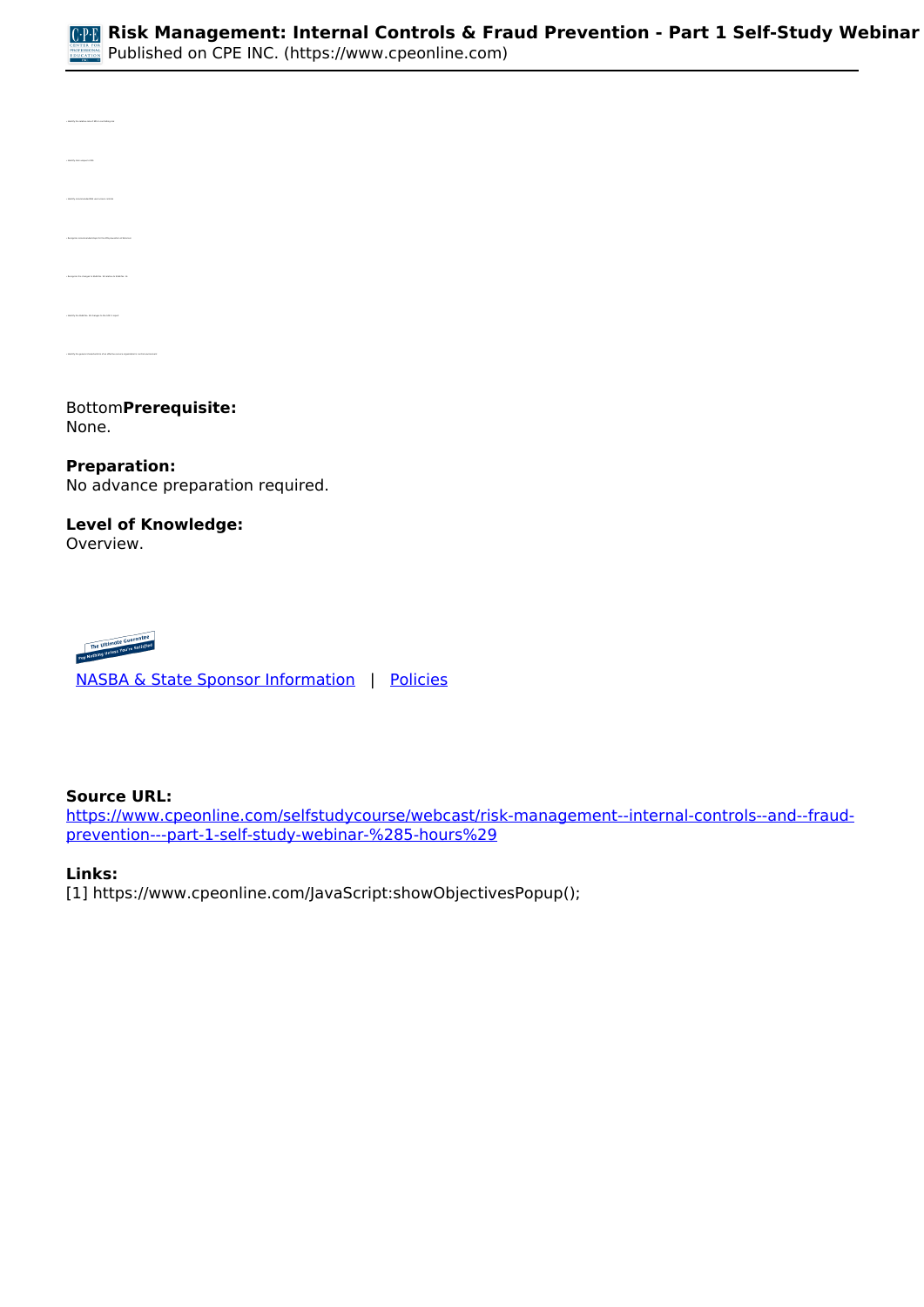• Identify the related parts of SOX in controlling risk

• Identify the concepts of ERM

• Identify concerns associated with noncompliance risk

• Recognize the intended steps for the fraud prevention model

• Recognize the changes in guidelines, SA related to guidelines, etc.

• Identify the guidelines, SA changes to the 2013 report

• Identify the purpose of implementing the effective control in organizations to control and assess

Bottom**Prerequisite:**
None.

**Preparation:**
No advance preparation required.

**Level of Knowledge:**
Overview.

The Ultimate Guarantee
Pay Nothing Unless You're Satisfied

[NASBA & State Sponsor Information](#) | [Policies](#)

**Source URL:**
[https://www.cpeonline.com/selfstudycourse/webcast/risk-management--internal-controls--and--fraud-prevention---part-1-self-study-webinar-%285-hours%29](https://www.cpeonline.com/selfstudycourse/webcast/risk-management--internal-controls--and--fraud-prevention---part-1-self-study-webinar-%285-hours%29)

**Links:**
[1] https://www.cpeonline.com/JavaScript:showObjectivesPopup();